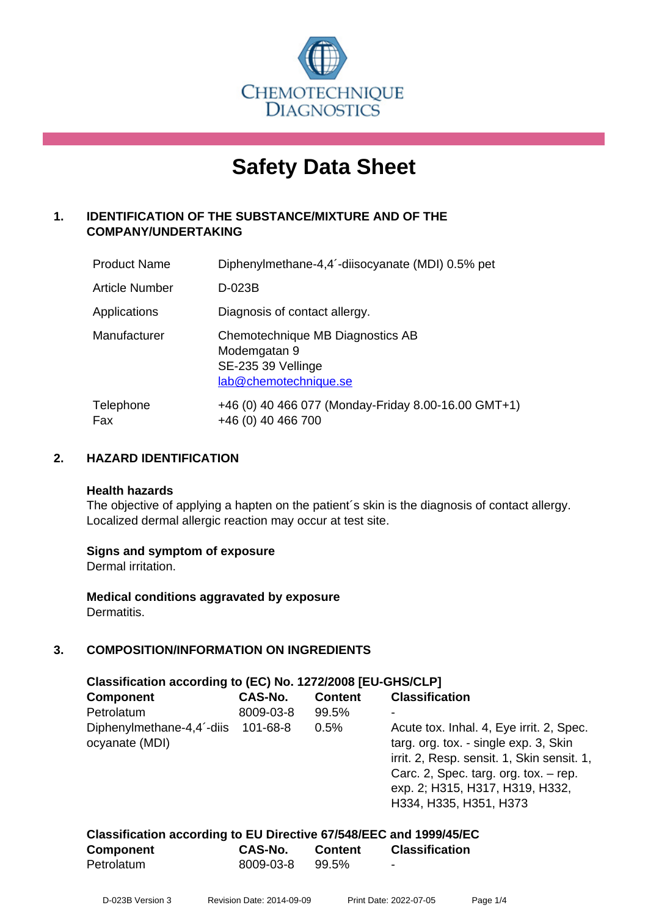CHEMOTECHNIQUE DIAGNOSTICS

# Safety Data Sheet

## 1. IDENTIFICATION OF THE SUBSTANCE/MIXTURE AND OF THE COMPANY/UNDERTAKING

| | |
|---|---|
| Product Name | Diphenylmethane-4,4´-diisocyanate (MDI) 0.5% pet |
| Article Number | D-023B |
| Applications | Diagnosis of contact allergy. |
| Manufacturer | Chemotechnique MB Diagnostics AB<br>Modemgatan 9<br>SE-235 39 Vellinge<br>lab@chemotechnique.se |
| Telephone<br>Fax | +46 (0) 40 466 077 (Monday-Friday 8.00-16.00 GMT+1)<br>+46 (0) 40 466 700 |

## 2. HAZARD IDENTIFICATION

**Health hazards**
The objective of applying a hapten on the patient´s skin is the diagnosis of contact allergy. Localized dermal allergic reaction may occur at test site.

**Signs and symptom of exposure**
Dermal irritation.

**Medical conditions aggravated by exposure**
Dermatitis.

## 3. COMPOSITION/INFORMATION ON INGREDIENTS

**Classification according to (EC) No. 1272/2008 [EU-GHS/CLP]**

| Component | CAS-No. | Content | Classification |
|---|---|---|---|
| Petrolatum | 8009-03-8 | 99.5% | - |
| Diphenylmethane-4,4´-diisocyanate (MDI) | 101-68-8 | 0.5% | Acute tox. Inhal. 4, Eye irrit. 2, Spec. targ. org. tox. - single exp. 3, Skin irrit. 2, Resp. sensit. 1, Skin sensit. 1, Carc. 2, Spec. targ. org. tox. – rep. exp. 2; H315, H317, H319, H332, H334, H335, H351, H373 |

**Classification according to EU Directive 67/548/EEC and 1999/45/EC**

| Component | CAS-No. | Content | Classification |
|---|---|---|---|
| Petrolatum | 8009-03-8 | 99.5% | - |

D-023B Version 3 Revision Date: 2014-09-09 Print Date: 2022-07-05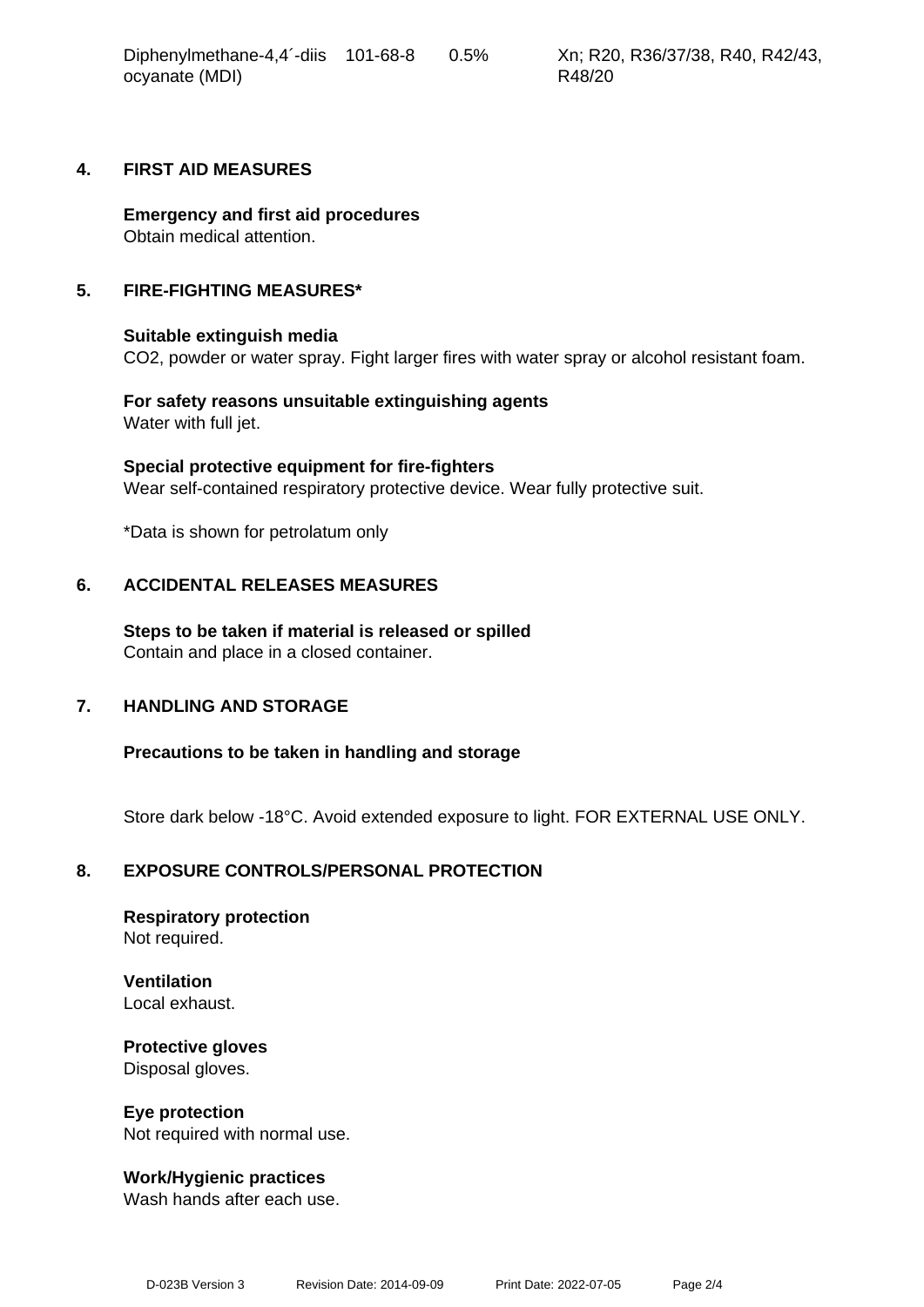| | | | |
|---|---|---|---|
| Diphenylmethane-4,4´-diisocyanate (MDI) | 101-68-8 | 0.5% | Xn; R20, R36/37/38, R40, R42/43, R48/20 |

## 4. FIRST AID MEASURES

**Emergency and first aid procedures**
Obtain medical attention.

## 5. FIRE-FIGHTING MEASURES*

**Suitable extinguish media**
$CO_2$, powder or water spray. Fight larger fires with water spray or alcohol resistant foam.

**For safety reasons unsuitable extinguishing agents**
Water with full jet.

**Special protective equipment for fire-fighters**
Wear self-contained respiratory protective device. Wear fully protective suit.

*Data is shown for petrolatum only

## 6. ACCIDENTAL RELEASES MEASURES

**Steps to be taken if material is released or spilled**
Contain and place in a closed container.

## 7. HANDLING AND STORAGE

**Precautions to be taken in handling and storage**

Store dark below -18°C. Avoid extended exposure to light. FOR EXTERNAL USE ONLY.

## 8. EXPOSURE CONTROLS/PERSONAL PROTECTION

**Respiratory protection**
Not required.

**Ventilation**
Local exhaust.

**Protective gloves**
Disposal gloves.

**Eye protection**
Not required with normal use.

**Work/Hygienic practices**
Wash hands after each use.

D-023B Version 3 Revision Date: 2014-09-09 Print Date: 2022-07-05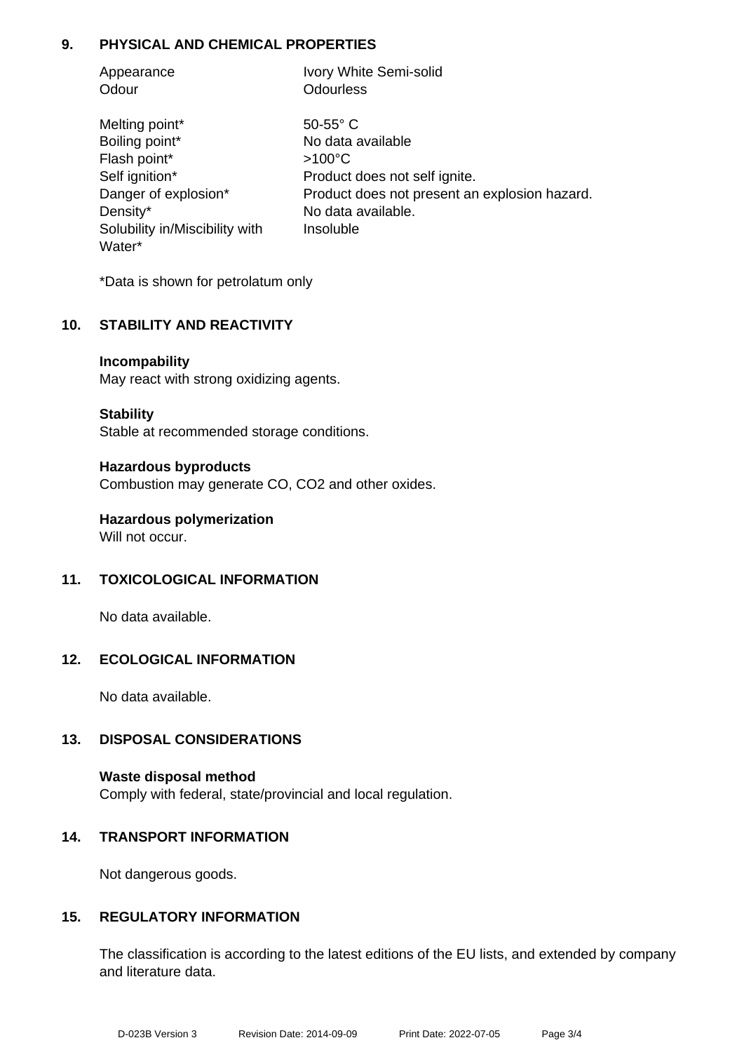## 9. PHYSICAL AND CHEMICAL PROPERTIES

| | |
|---|---|
| Appearance | Ivory White Semi-solid |
| Odour | Odourless |
| Melting point* | 50-55° C |
| Boiling point* | No data available |
| Flash point* | >100°C |
| Self ignition* | Product does not self ignite. |
| Danger of explosion* | Product does not present an explosion hazard. |
| Density* | No data available. |
| Solubility in/Miscibility with Water* | Insoluble |

*Data is shown for petrolatum only

## 10. STABILITY AND REACTIVITY

**Incompability**
May react with strong oxidizing agents.

**Stability**
Stable at recommended storage conditions.

**Hazardous byproducts**
Combustion may generate CO, $CO_2$ and other oxides.

**Hazardous polymerization**
Will not occur.

## 11. TOXICOLOGICAL INFORMATION

No data available.

## 12. ECOLOGICAL INFORMATION

No data available.

## 13. DISPOSAL CONSIDERATIONS

**Waste disposal method**
Comply with federal, state/provincial and local regulation.

## 14. TRANSPORT INFORMATION

Not dangerous goods.

## 15. REGULATORY INFORMATION

The classification is according to the latest editions of the EU lists, and extended by company and literature data.

D-023B Version 3 Revision Date: 2014-09-09 Print Date: 2022-07-05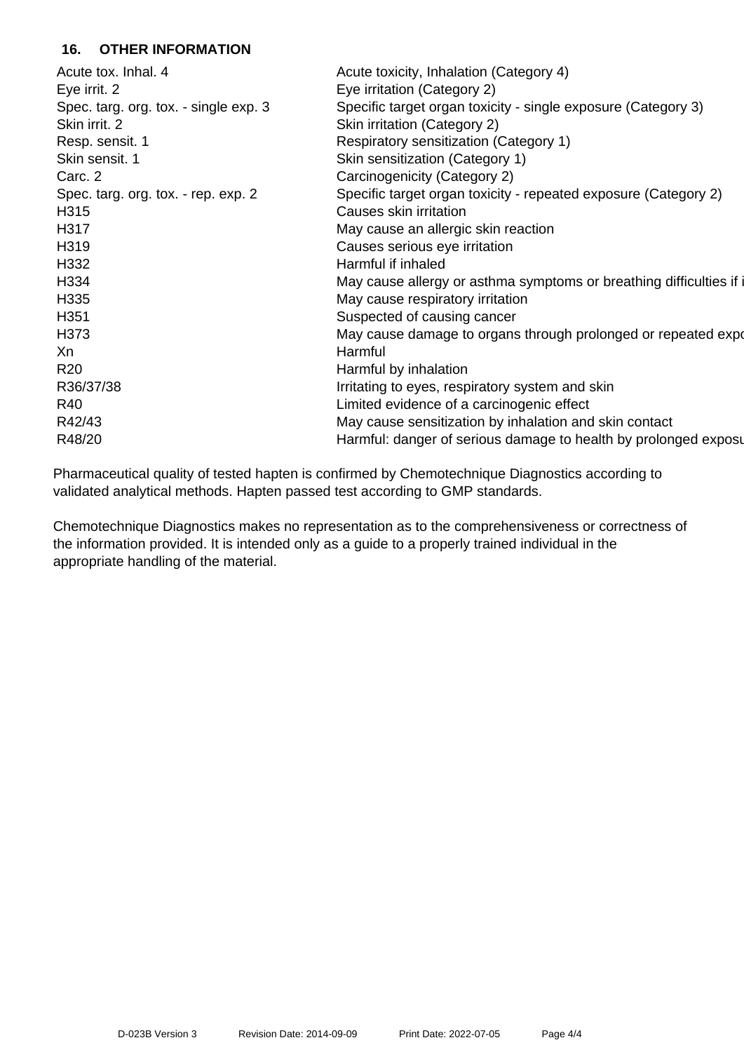## 16. OTHER INFORMATION

| | |
|---|---|
| Acute tox. Inhal. 4 | Acute toxicity, Inhalation (Category 4) |
| Eye irrit. 2 | Eye irritation (Category 2) |
| Spec. targ. org. tox. - single exp. 3 | Specific target organ toxicity - single exposure (Category 3) |
| Skin irrit. 2 | Skin irritation (Category 2) |
| Resp. sensit. 1 | Respiratory sensitization (Category 1) |
| Skin sensit. 1 | Skin sensitization (Category 1) |
| Carc. 2 | Carcinogenicity (Category 2) |
| Spec. targ. org. tox. - rep. exp. 2 | Specific target organ toxicity - repeated exposure (Category 2) |
| H315 | Causes skin irritation |
| H317 | May cause an allergic skin reaction |
| H319 | Causes serious eye irritation |
| H332 | Harmful if inhaled |
| H334 | May cause allergy or asthma symptoms or breathing difficulties if i |
| H335 | May cause respiratory irritation |
| H351 | Suspected of causing cancer |
| H373 | May cause damage to organs through prolonged or repeated expo |
| Xn | Harmful |
| R20 | Harmful by inhalation |
| R36/37/38 | Irritating to eyes, respiratory system and skin |
| R40 | Limited evidence of a carcinogenic effect |
| R42/43 | May cause sensitization by inhalation and skin contact |
| R48/20 | Harmful: danger of serious damage to health by prolonged exposu |

Pharmaceutical quality of tested hapten is confirmed by Chemotechnique Diagnostics according to validated analytical methods. Hapten passed test according to GMP standards.

Chemotechnique Diagnostics makes no representation as to the comprehensiveness or correctness of the information provided. It is intended only as a guide to a properly trained individual in the appropriate handling of the material.